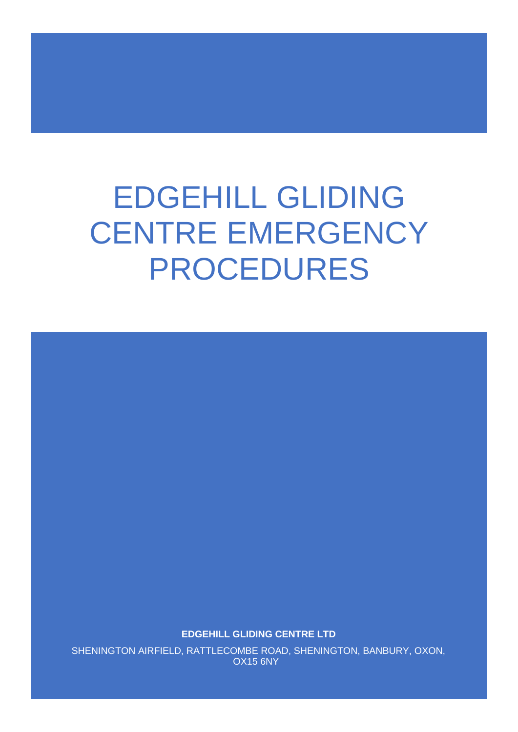# EDGEHILL GLIDING CENTRE EMERGENCY PROCEDURES

**EDGEHILL GLIDING CENTRE LTD**

SHENINGTON AIRFIELD, RATTLECOMBE ROAD, SHENINGTON, BANBURY, OXON, OX15 6NY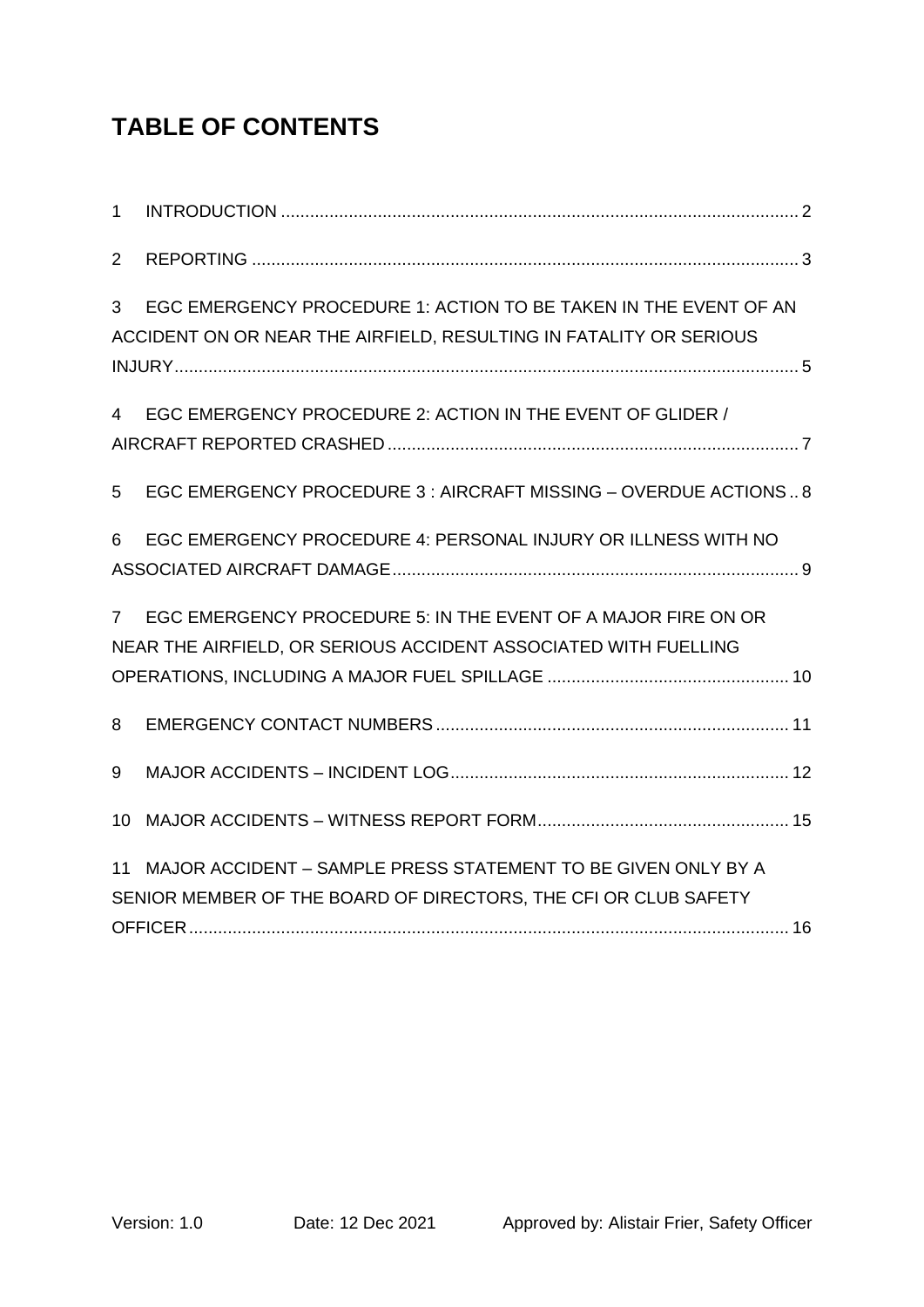# TABLE OF CONTENTS

1 INTRODUCTION .......... 2

2 REPORTING .......... 3

3 EGC EMERGENCY PROCEDURE 1: ACTION TO BE TAKEN IN THE EVENT OF AN ACCIDENT ON OR NEAR THE AIRFIELD, RESULTING IN FATALITY OR SERIOUS INJURY .......... 5

4 EGC EMERGENCY PROCEDURE 2: ACTION IN THE EVENT OF GLIDER / AIRCRAFT REPORTED CRASHED .......... 7

5 EGC EMERGENCY PROCEDURE 3 : AIRCRAFT MISSING – OVERDUE ACTIONS .. 8

6 EGC EMERGENCY PROCEDURE 4: PERSONAL INJURY OR ILLNESS WITH NO ASSOCIATED AIRCRAFT DAMAGE .......... 9

7 EGC EMERGENCY PROCEDURE 5: IN THE EVENT OF A MAJOR FIRE ON OR NEAR THE AIRFIELD, OR SERIOUS ACCIDENT ASSOCIATED WITH FUELLING OPERATIONS, INCLUDING A MAJOR FUEL SPILLAGE .......... 10

8 EMERGENCY CONTACT NUMBERS .......... 11

9 MAJOR ACCIDENTS – INCIDENT LOG .......... 12

10 MAJOR ACCIDENTS – WITNESS REPORT FORM .......... 15

11 MAJOR ACCIDENT – SAMPLE PRESS STATEMENT TO BE GIVEN ONLY BY A SENIOR MEMBER OF THE BOARD OF DIRECTORS, THE CFI OR CLUB SAFETY OFFICER .......... 16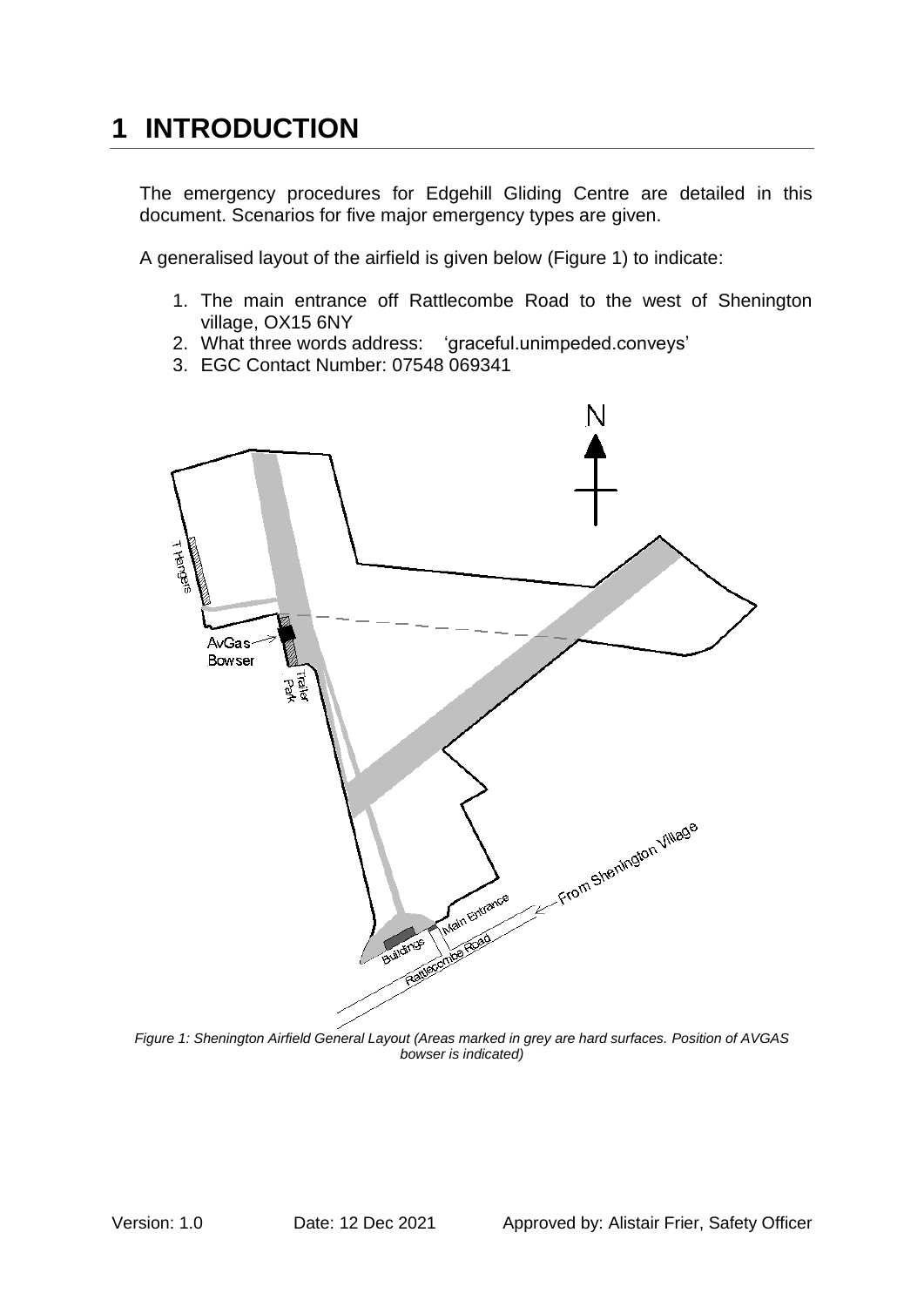# 1 INTRODUCTION

The emergency procedures for Edgehill Gliding Centre are detailed in this document. Scenarios for five major emergency types are given.

A generalised layout of the airfield is given below (Figure 1) to indicate:

1. The main entrance off Rattlecombe Road to the west of Shenington village, OX15 6NY
2. What three words address: 'graceful.unimpeded.conveys'
3. EGC Contact Number: 07548 069341

*Figure 1: Shenington Airfield General Layout (Areas marked in grey are hard surfaces. Position of AVGAS bowser is indicated)*

Version: 1.0 Date: 12 Dec 2021 Approved by: Alistair Frier, Safety Officer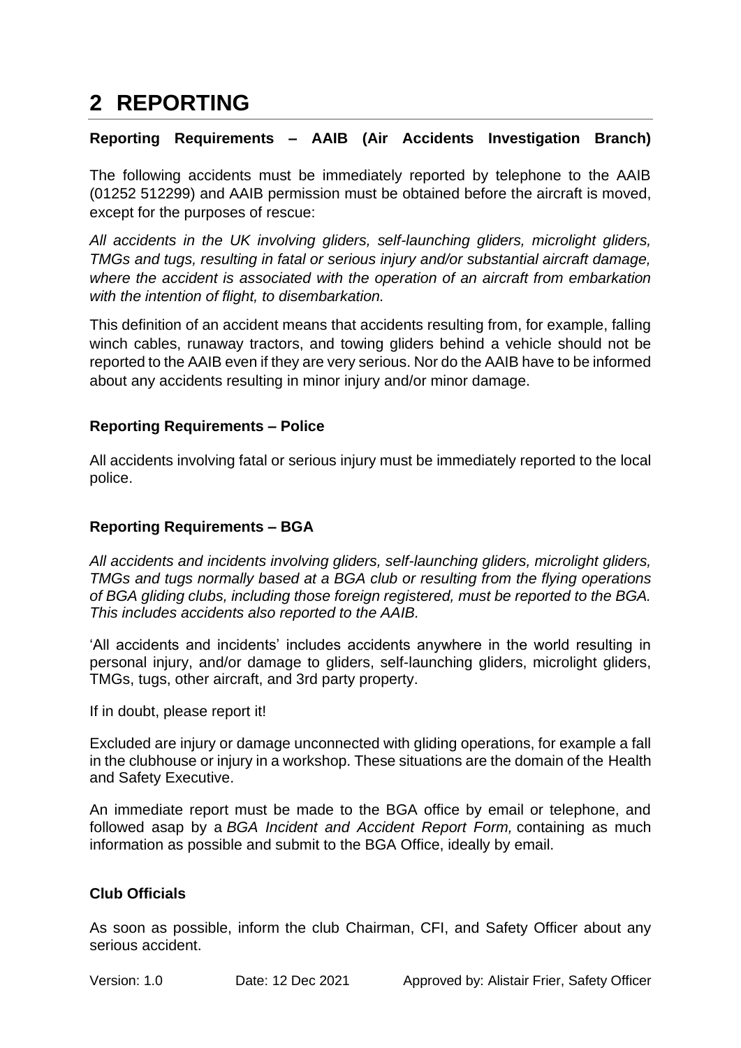# 2 REPORTING

**Reporting Requirements – AAIB (Air Accidents Investigation Branch)**

The following accidents must be immediately reported by telephone to the AAIB (01252 512299) and AAIB permission must be obtained before the aircraft is moved, except for the purposes of rescue:

*All accidents in the UK involving gliders, self-launching gliders, microlight gliders, TMGs and tugs, resulting in fatal or serious injury and/or substantial aircraft damage, where the accident is associated with the operation of an aircraft from embarkation with the intention of flight, to disembarkation.*

This definition of an accident means that accidents resulting from, for example, falling winch cables, runaway tractors, and towing gliders behind a vehicle should not be reported to the AAIB even if they are very serious. Nor do the AAIB have to be informed about any accidents resulting in minor injury and/or minor damage.

**Reporting Requirements – Police**

All accidents involving fatal or serious injury must be immediately reported to the local police.

**Reporting Requirements – BGA**

*All accidents and incidents involving gliders, self-launching gliders, microlight gliders, TMGs and tugs normally based at a BGA club or resulting from the flying operations of BGA gliding clubs, including those foreign registered, must be reported to the BGA. This includes accidents also reported to the AAIB.*

'All accidents and incidents' includes accidents anywhere in the world resulting in personal injury, and/or damage to gliders, self-launching gliders, microlight gliders, TMGs, tugs, other aircraft, and 3rd party property.

If in doubt, please report it!

Excluded are injury or damage unconnected with gliding operations, for example a fall in the clubhouse or injury in a workshop. These situations are the domain of the Health and Safety Executive.

An immediate report must be made to the BGA office by email or telephone, and followed asap by a *BGA Incident and Accident Report Form,* containing as much information as possible and submit to the BGA Office, ideally by email.

**Club Officials**

As soon as possible, inform the club Chairman, CFI, and Safety Officer about any serious accident.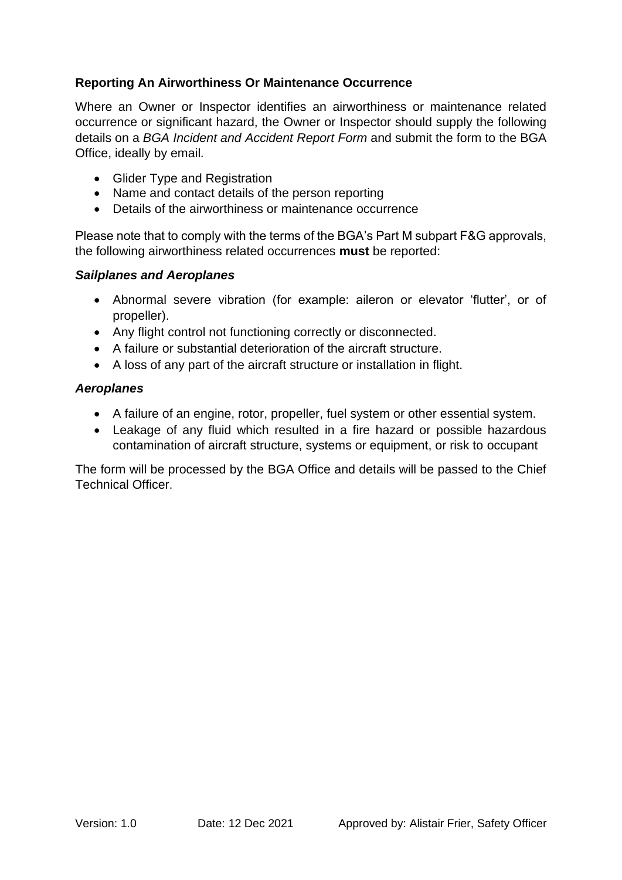### Reporting An Airworthiness Or Maintenance Occurrence

Where an Owner or Inspector identifies an airworthiness or maintenance related occurrence or significant hazard, the Owner or Inspector should supply the following details on a *BGA Incident and Accident Report Form* and submit the form to the BGA Office, ideally by email.

- Glider Type and Registration
- Name and contact details of the person reporting
- Details of the airworthiness or maintenance occurrence

Please note that to comply with the terms of the BGA's Part M subpart F&G approvals, the following airworthiness related occurrences **must** be reported:

***Sailplanes and Aeroplanes***

- Abnormal severe vibration (for example: aileron or elevator 'flutter', or of propeller).
- Any flight control not functioning correctly or disconnected.
- A failure or substantial deterioration of the aircraft structure.
- A loss of any part of the aircraft structure or installation in flight.

***Aeroplanes***

- A failure of an engine, rotor, propeller, fuel system or other essential system.
- Leakage of any fluid which resulted in a fire hazard or possible hazardous contamination of aircraft structure, systems or equipment, or risk to occupant

The form will be processed by the BGA Office and details will be passed to the Chief Technical Officer.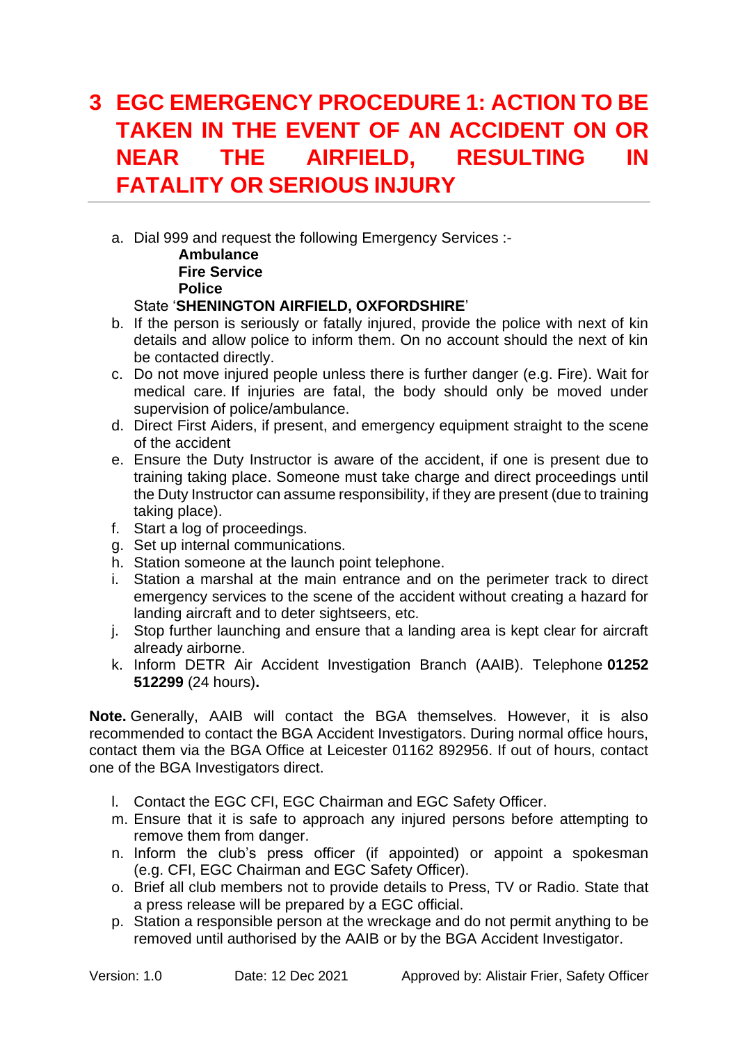# 3 EGC EMERGENCY PROCEDURE 1: ACTION TO BE TAKEN IN THE EVENT OF AN ACCIDENT ON OR NEAR THE AIRFIELD, RESULTING IN FATALITY OR SERIOUS INJURY

a. Dial 999 and request the following Emergency Services :-
   **Ambulance**
   **Fire Service**
   **Police**
   State '**SHENINGTON AIRFIELD, OXFORDSHIRE**'
b. If the person is seriously or fatally injured, provide the police with next of kin details and allow police to inform them. On no account should the next of kin be contacted directly.
c. Do not move injured people unless there is further danger (e.g. Fire). Wait for medical care. If injuries are fatal, the body should only be moved under supervision of police/ambulance.
d. Direct First Aiders, if present, and emergency equipment straight to the scene of the accident
e. Ensure the Duty Instructor is aware of the accident, if one is present due to training taking place. Someone must take charge and direct proceedings until the Duty Instructor can assume responsibility, if they are present (due to training taking place).
f. Start a log of proceedings.
g. Set up internal communications.
h. Station someone at the launch point telephone.
i. Station a marshal at the main entrance and on the perimeter track to direct emergency services to the scene of the accident without creating a hazard for landing aircraft and to deter sightseers, etc.
j. Stop further launching and ensure that a landing area is kept clear for aircraft already airborne.
k. Inform DETR Air Accident Investigation Branch (AAIB). Telephone **01252 512299** (24 hours)**.**

**Note.** Generally, AAIB will contact the BGA themselves. However, it is also recommended to contact the BGA Accident Investigators. During normal office hours, contact them via the BGA Office at Leicester 01162 892956. If out of hours, contact one of the BGA Investigators direct.

l. Contact the EGC CFI, EGC Chairman and EGC Safety Officer.
m. Ensure that it is safe to approach any injured persons before attempting to remove them from danger.
n. Inform the club's press officer (if appointed) or appoint a spokesman (e.g. CFI, EGC Chairman and EGC Safety Officer).
o. Brief all club members not to provide details to Press, TV or Radio. State that a press release will be prepared by a EGC official.
p. Station a responsible person at the wreckage and do not permit anything to be removed until authorised by the AAIB or by the BGA Accident Investigator.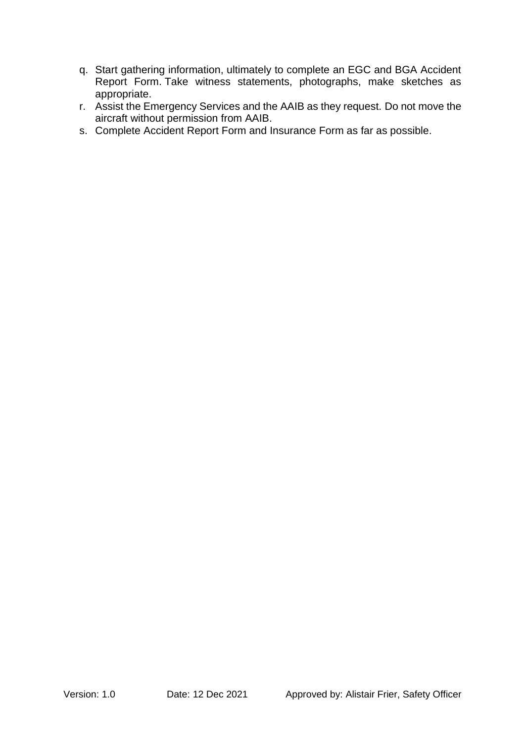q. Start gathering information, ultimately to complete an EGC and BGA Accident Report Form. Take witness statements, photographs, make sketches as appropriate.
r. Assist the Emergency Services and the AAIB as they request. Do not move the aircraft without permission from AAIB.
s. Complete Accident Report Form and Insurance Form as far as possible.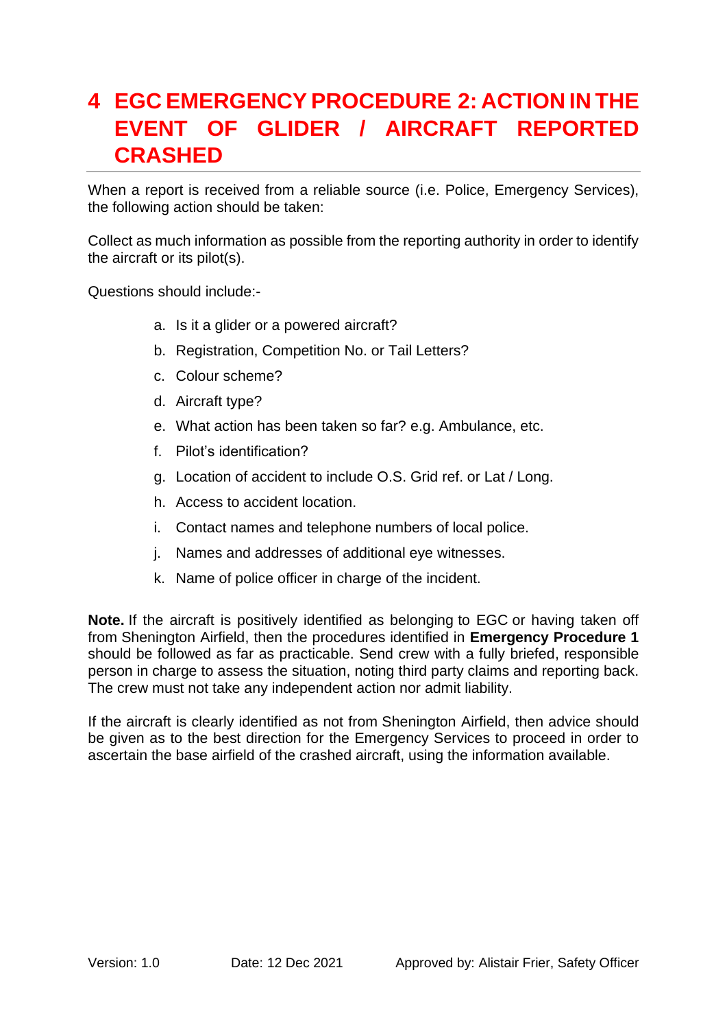# 4 EGC EMERGENCY PROCEDURE 2: ACTION IN THE EVENT OF GLIDER / AIRCRAFT REPORTED CRASHED

When a report is received from a reliable source (i.e. Police, Emergency Services), the following action should be taken:

Collect as much information as possible from the reporting authority in order to identify the aircraft or its pilot(s).

Questions should include:-

a. Is it a glider or a powered aircraft?
b. Registration, Competition No. or Tail Letters?
c. Colour scheme?
d. Aircraft type?
e. What action has been taken so far? e.g. Ambulance, etc.
f. Pilot's identification?
g. Location of accident to include O.S. Grid ref. or Lat / Long.
h. Access to accident location.
i. Contact names and telephone numbers of local police.
j. Names and addresses of additional eye witnesses.
k. Name of police officer in charge of the incident.

**Note.** If the aircraft is positively identified as belonging to EGC or having taken off from Shenington Airfield, then the procedures identified in **Emergency Procedure 1** should be followed as far as practicable. Send crew with a fully briefed, responsible person in charge to assess the situation, noting third party claims and reporting back. The crew must not take any independent action nor admit liability.

If the aircraft is clearly identified as not from Shenington Airfield, then advice should be given as to the best direction for the Emergency Services to proceed in order to ascertain the base airfield of the crashed aircraft, using the information available.

Version: 1.0 Date: 12 Dec 2021 Approved by: Alistair Frier, Safety Officer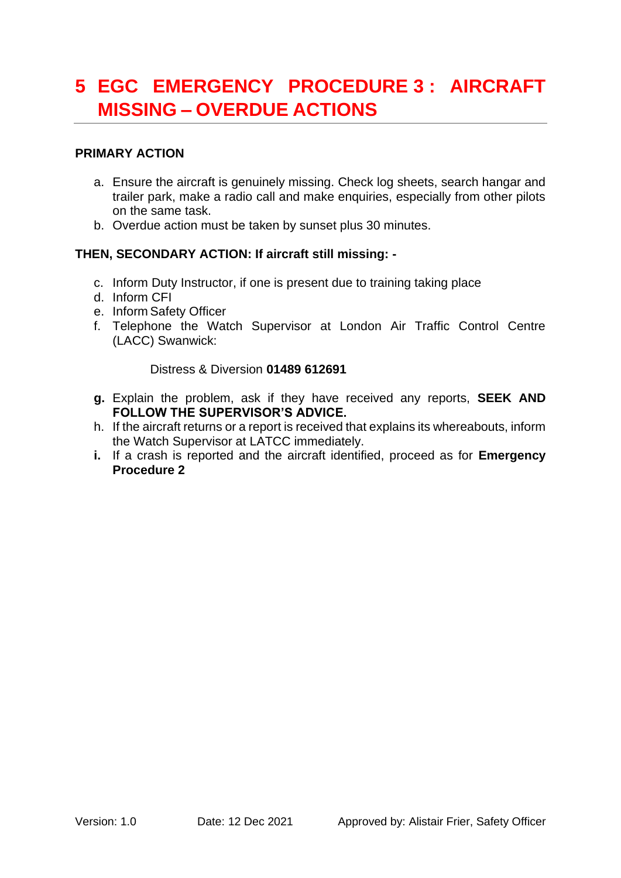# 5 EGC EMERGENCY PROCEDURE 3 : AIRCRAFT MISSING – OVERDUE ACTIONS

**PRIMARY ACTION**

a. Ensure the aircraft is genuinely missing. Check log sheets, search hangar and trailer park, make a radio call and make enquiries, especially from other pilots on the same task.
b. Overdue action must be taken by sunset plus 30 minutes.

**THEN, SECONDARY ACTION: If aircraft still missing: -**

c. Inform Duty Instructor, if one is present due to training taking place
d. Inform CFI
e. Inform Safety Officer
f. Telephone the Watch Supervisor at London Air Traffic Control Centre (LACC) Swanwick:

Distress & Diversion **01489 612691**

**g.** Explain the problem, ask if they have received any reports, **SEEK AND FOLLOW THE SUPERVISOR'S ADVICE.**
h. If the aircraft returns or a report is received that explains its whereabouts, inform the Watch Supervisor at LATCC immediately.
**i.** If a crash is reported and the aircraft identified, proceed as for **Emergency Procedure 2**

Version: 1.0 Date: 12 Dec 2021 Approved by: Alistair Frier, Safety Officer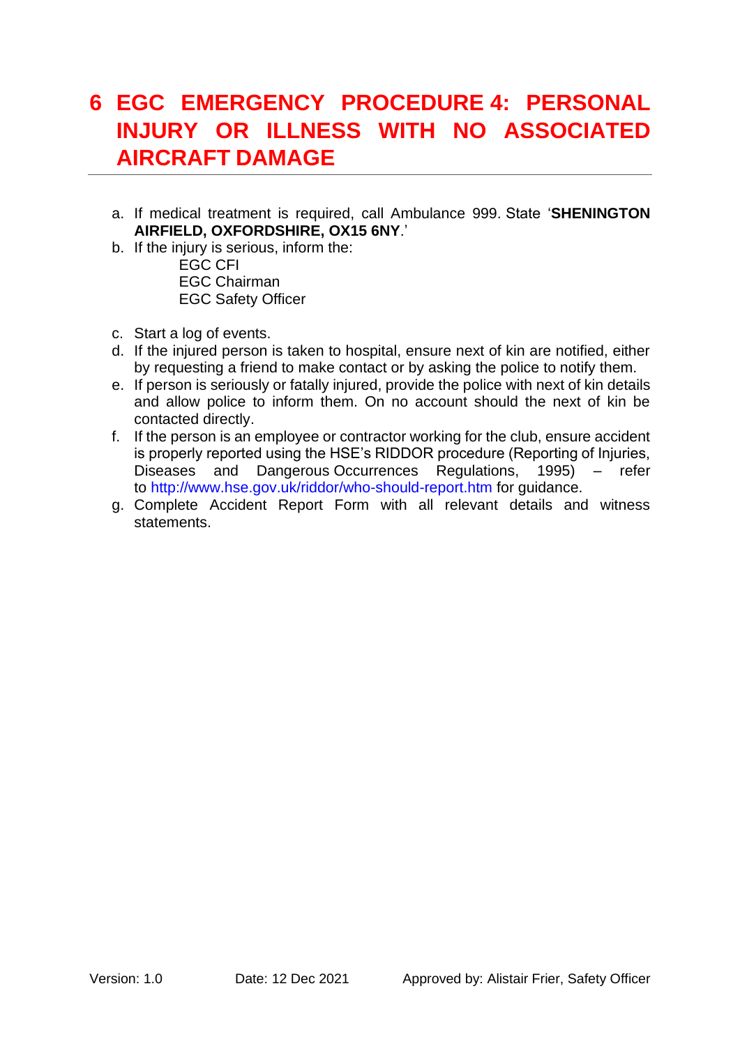# 6 EGC EMERGENCY PROCEDURE 4: PERSONAL INJURY OR ILLNESS WITH NO ASSOCIATED AIRCRAFT DAMAGE

a. If medical treatment is required, call Ambulance 999. State '**SHENINGTON AIRFIELD, OXFORDSHIRE, OX15 6NY**.'

b. If the injury is serious, inform the:
   - EGC CFI
   - EGC Chairman
   - EGC Safety Officer

c. Start a log of events.

d. If the injured person is taken to hospital, ensure next of kin are notified, either by requesting a friend to make contact or by asking the police to notify them.

e. If person is seriously or fatally injured, provide the police with next of kin details and allow police to inform them. On no account should the next of kin be contacted directly.

f. If the person is an employee or contractor working for the club, ensure accident is properly reported using the HSE's RIDDOR procedure (Reporting of Injuries, Diseases and Dangerous Occurrences Regulations, 1995) – refer to http://www.hse.gov.uk/riddor/who-should-report.htm for guidance.

g. Complete Accident Report Form with all relevant details and witness statements.

Version: 1.0 Date: 12 Dec 2021 Approved by: Alistair Frier, Safety Officer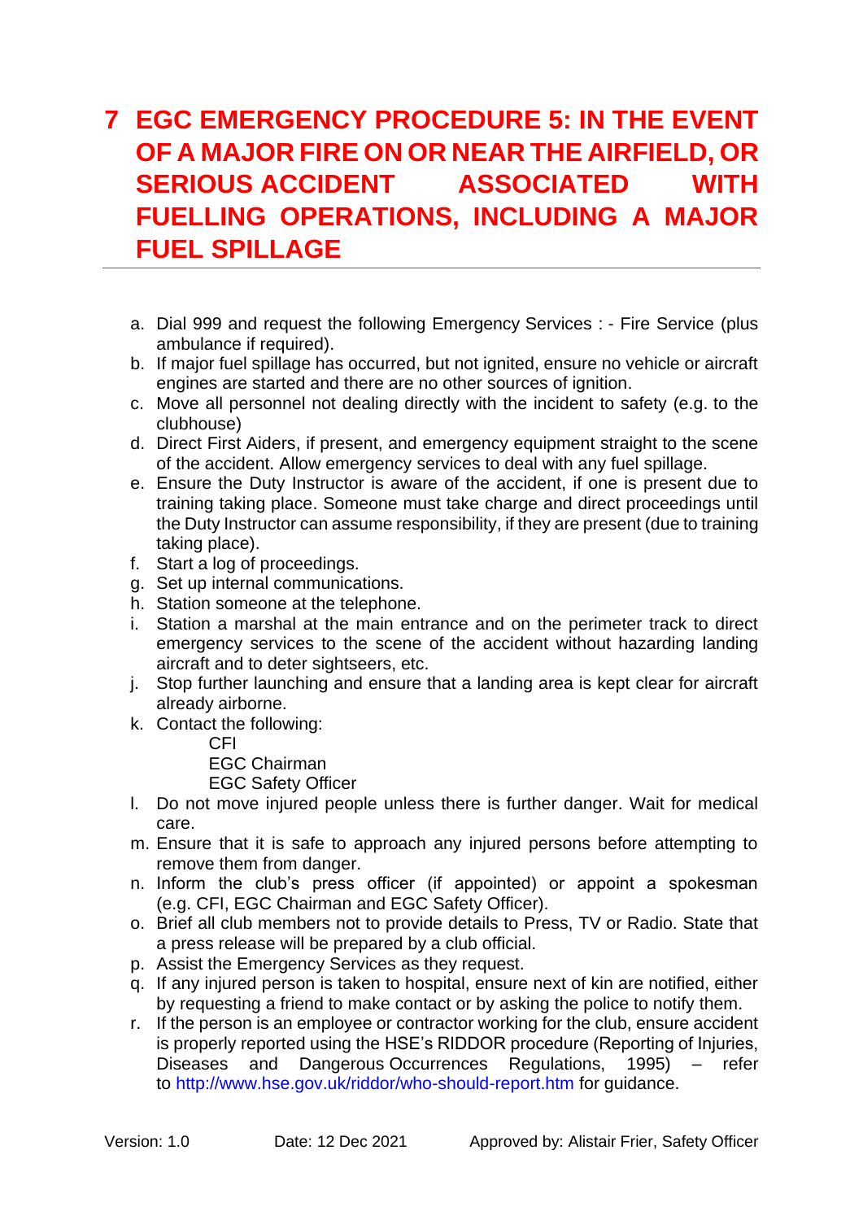# 7 EGC EMERGENCY PROCEDURE 5: IN THE EVENT OF A MAJOR FIRE ON OR NEAR THE AIRFIELD, OR SERIOUS ACCIDENT ASSOCIATED WITH FUELLING OPERATIONS, INCLUDING A MAJOR FUEL SPILLAGE

a. Dial 999 and request the following Emergency Services : - Fire Service (plus ambulance if required).
b. If major fuel spillage has occurred, but not ignited, ensure no vehicle or aircraft engines are started and there are no other sources of ignition.
c. Move all personnel not dealing directly with the incident to safety (e.g. to the clubhouse)
d. Direct First Aiders, if present, and emergency equipment straight to the scene of the accident. Allow emergency services to deal with any fuel spillage.
e. Ensure the Duty Instructor is aware of the accident, if one is present due to training taking place. Someone must take charge and direct proceedings until the Duty Instructor can assume responsibility, if they are present (due to training taking place).
f. Start a log of proceedings.
g. Set up internal communications.
h. Station someone at the telephone.
i. Station a marshal at the main entrance and on the perimeter track to direct emergency services to the scene of the accident without hazarding landing aircraft and to deter sightseers, etc.
j. Stop further launching and ensure that a landing area is kept clear for aircraft already airborne.
k. Contact the following:
   - CFI
   - EGC Chairman
   - EGC Safety Officer
l. Do not move injured people unless there is further danger. Wait for medical care.
m. Ensure that it is safe to approach any injured persons before attempting to remove them from danger.
n. Inform the club's press officer (if appointed) or appoint a spokesman (e.g. CFI, EGC Chairman and EGC Safety Officer).
o. Brief all club members not to provide details to Press, TV or Radio. State that a press release will be prepared by a club official.
p. Assist the Emergency Services as they request.
q. If any injured person is taken to hospital, ensure next of kin are notified, either by requesting a friend to make contact or by asking the police to notify them.
r. If the person is an employee or contractor working for the club, ensure accident is properly reported using the HSE's RIDDOR procedure (Reporting of Injuries, Diseases and Dangerous Occurrences Regulations, 1995) – refer to http://www.hse.gov.uk/riddor/who-should-report.htm for guidance.

Version: 1.0 Date: 12 Dec 2021 Approved by: Alistair Frier, Safety Officer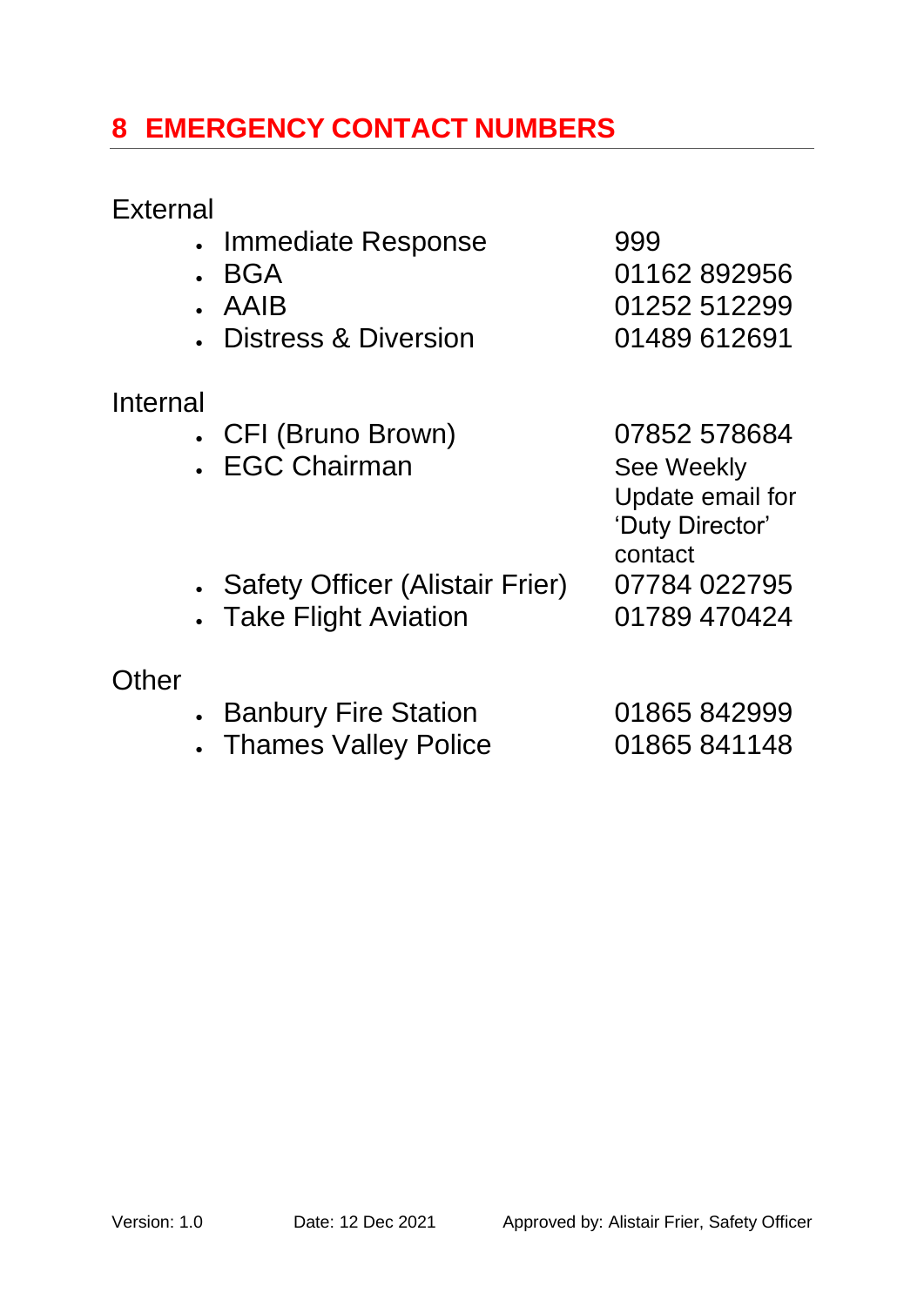## 8 EMERGENCY CONTACT NUMBERS

External

- Immediate Response 999
- BGA 01162 892956
- AAIB 01252 512299
- Distress & Diversion 01489 612691

Internal

- CFI (Bruno Brown) 07852 578684
- EGC Chairman See Weekly Update email for 'Duty Director' contact
- Safety Officer (Alistair Frier) 07784 022795
- Take Flight Aviation 01789 470424

Other

- Banbury Fire Station 01865 842999
- Thames Valley Police 01865 841148

Version: 1.0 Date: 12 Dec 2021 Approved by: Alistair Frier, Safety Officer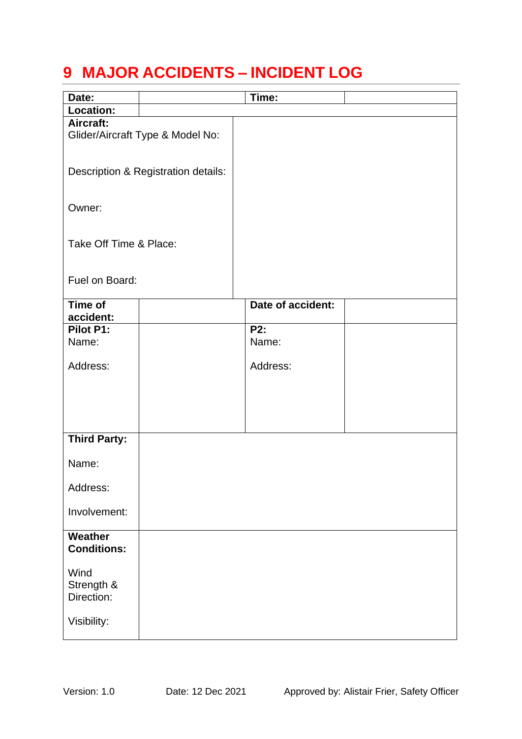# 9 MAJOR ACCIDENTS – INCIDENT LOG

| **Date:** | | **Time:** | |
|---|---|---|---|
| **Location:** | | | |
| **Aircraft:**<br>Glider/Aircraft Type & Model No:<br><br>Description & Registration details:<br><br>Owner:<br><br>Take Off Time & Place:<br><br>Fuel on Board: | | | |
| **Time of accident:** | | **Date of accident:** | |
| **Pilot P1:**<br>Name:<br><br>Address: | | **P2:**<br>Name:<br><br>Address: | |
| **Third Party:**<br><br>Name:<br><br>Address:<br><br>Involvement: | | | |
| **Weather Conditions:**<br><br>Wind Strength & Direction:<br><br>Visibility: | | | |

Version: 1.0 Date: 12 Dec 2021 Approved by: Alistair Frier, Safety Officer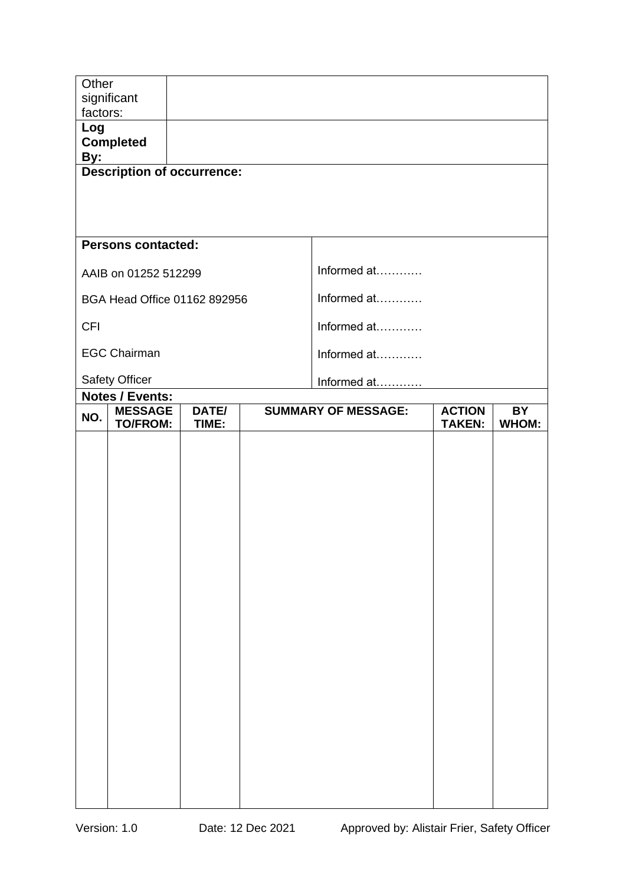| Other significant factors: | |
|---|---|
| **Log Completed By:** | |

**Description of occurrence:**

**Persons contacted:**

| | |
|---|---|
| AAIB on 01252 512299 | Informed at………… |
| BGA Head Office 01162 892956 | Informed at………… |
| CFI | Informed at………… |
| EGC Chairman | Informed at………… |
| Safety Officer | Informed at………… |

**Notes / Events:**

| NO. | MESSAGE TO/FROM: | DATE/ TIME: | SUMMARY OF MESSAGE: | ACTION TAKEN: | BY WHOM: |
|---|---|---|---|---|---|
| | | | | | |

Version: 1.0 Date: 12 Dec 2021 Approved by: Alistair Frier, Safety Officer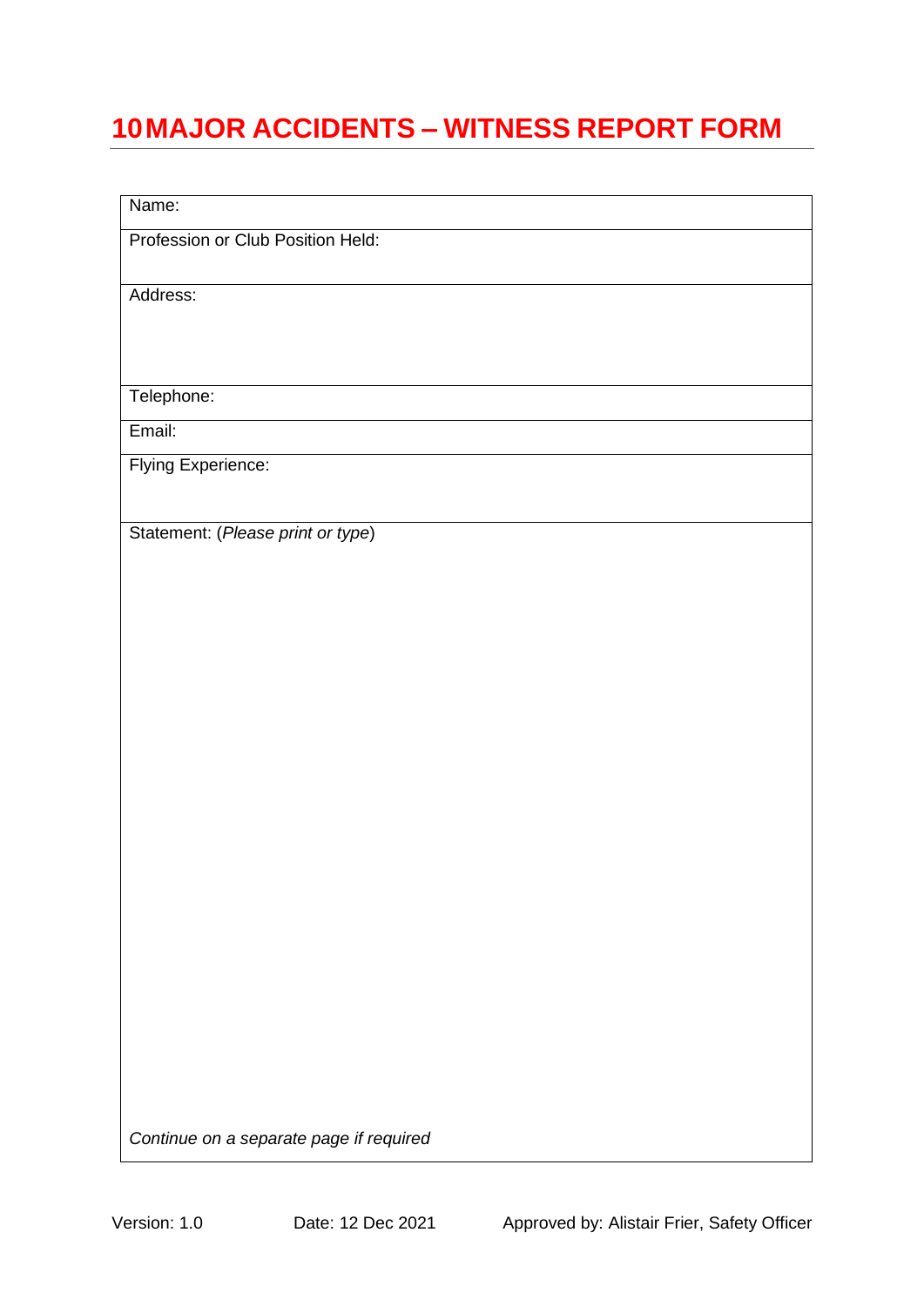# 10 MAJOR ACCIDENTS – WITNESS REPORT FORM

| Name: |
|---|
| Profession or Club Position Held: |
| Address: |
| Telephone: |
| Email: |
| Flying Experience: |
| Statement: (*Please print or type*)<br><br><br><br><br><br><br>*Continue on a separate page if required* |

Version: 1.0 Date: 12 Dec 2021 Approved by: Alistair Frier, Safety Officer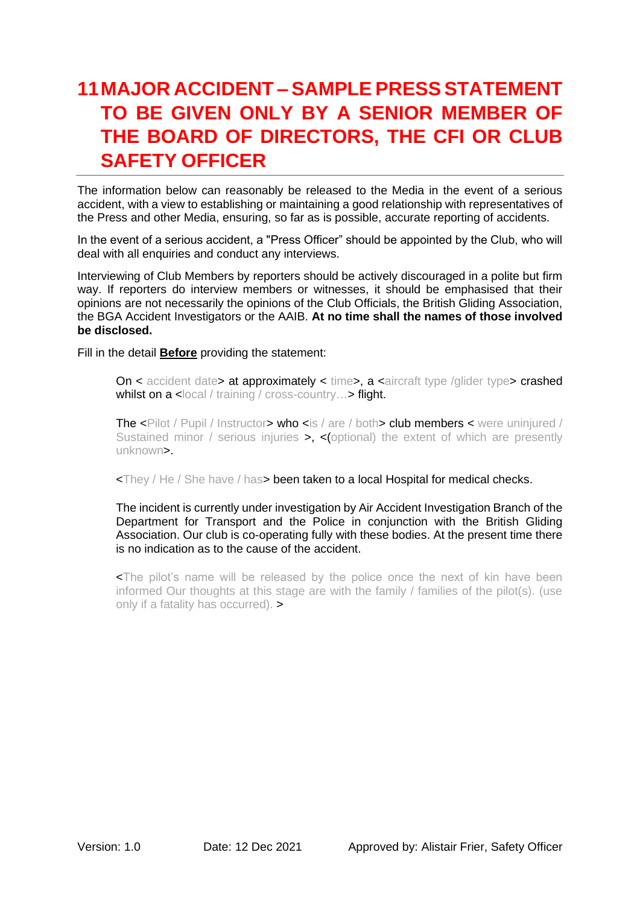# 11 MAJOR ACCIDENT – SAMPLE PRESS STATEMENT TO BE GIVEN ONLY BY A SENIOR MEMBER OF THE BOARD OF DIRECTORS, THE CFI OR CLUB SAFETY OFFICER

The information below can reasonably be released to the Media in the event of a serious accident, with a view to establishing or maintaining a good relationship with representatives of the Press and other Media, ensuring, so far as is possible, accurate reporting of accidents.

In the event of a serious accident, a "Press Officer" should be appointed by the Club, who will deal with all enquiries and conduct any interviews.

Interviewing of Club Members by reporters should be actively discouraged in a polite but firm way. If reporters do interview members or witnesses, it should be emphasised that their opinions are not necessarily the opinions of the Club Officials, the British Gliding Association, the BGA Accident Investigators or the AAIB. **At no time shall the names of those involved be disclosed.**

Fill in the detail **Before** providing the statement:

> On < accident date> at approximately < time>, a <aircraft type /glider type> crashed whilst on a <local / training / cross-country…> flight.
>
> The <Pilot / Pupil / Instructor> who <is / are / both> club members < were uninjured / Sustained minor / serious injuries >, <(optional) the extent of which are presently unknown>.
>
> <They / He / She have / has> been taken to a local Hospital for medical checks.
>
> The incident is currently under investigation by Air Accident Investigation Branch of the Department for Transport and the Police in conjunction with the British Gliding Association. Our club is co-operating fully with these bodies. At the present time there is no indication as to the cause of the accident.
>
> <The pilot's name will be released by the police once the next of kin have been informed Our thoughts at this stage are with the family / families of the pilot(s). (use only if a fatality has occurred). >

Version: 1.0 Date: 12 Dec 2021 Approved by: Alistair Frier, Safety Officer